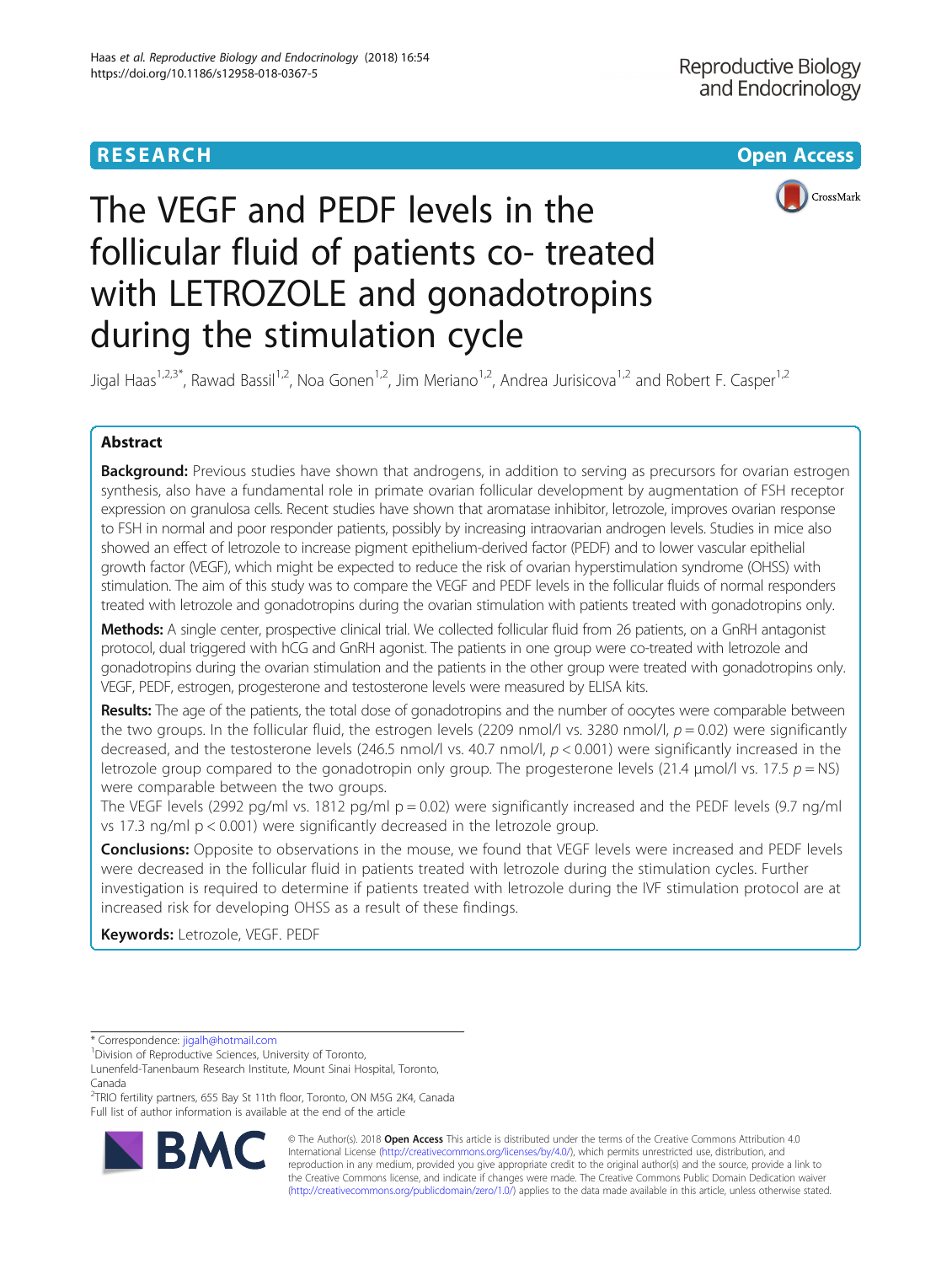RESEARCH

Open Access

# The VEGF and PEDF levels in the follicular fluid of patients co- treated with LETROZOLE and gonadotropins during the stimulation cycle

Jigal Haas[1,2,3*], Rawad Bassil[1,2], Noa Gonen[1,2], Jim Meriano[1,2], Andrea Jurisicova[1,2] and Robert F. Casper[1,2]

## Abstract

**Background:** Previous studies have shown that androgens, in addition to serving as precursors for ovarian estrogen synthesis, also have a fundamental role in primate ovarian follicular development by augmentation of FSH receptor expression on granulosa cells. Recent studies have shown that aromatase inhibitor, letrozole, improves ovarian response to FSH in normal and poor responder patients, possibly by increasing intraovarian androgen levels. Studies in mice also showed an effect of letrozole to increase pigment epithelium-derived factor (PEDF) and to lower vascular epithelial growth factor (VEGF), which might be expected to reduce the risk of ovarian hyperstimulation syndrome (OHSS) with stimulation. The aim of this study was to compare the VEGF and PEDF levels in the follicular fluids of normal responders treated with letrozole and gonadotropins during the ovarian stimulation with patients treated with gonadotropins only.

**Methods:** A single center, prospective clinical trial. We collected follicular fluid from 26 patients, on a GnRH antagonist protocol, dual triggered with hCG and GnRH agonist. The patients in one group were co-treated with letrozole and gonadotropins during the ovarian stimulation and the patients in the other group were treated with gonadotropins only. VEGF, PEDF, estrogen, progesterone and testosterone levels were measured by ELISA kits.

**Results:** The age of the patients, the total dose of gonadotropins and the number of oocytes were comparable between the two groups. In the follicular fluid, the estrogen levels (2209 nmol/l vs. 3280 nmol/l, $p = 0.02$) were significantly decreased, and the testosterone levels (246.5 nmol/l vs. 40.7 nmol/l, $p < 0.001$) were significantly increased in the letrozole group compared to the gonadotropin only group. The progesterone levels (21.4 μmol/l vs. 17.5 $p =$ NS) were comparable between the two groups.

The VEGF levels (2992 pg/ml vs. 1812 pg/ml $p = 0.02$) were significantly increased and the PEDF levels (9.7 ng/ml vs 17.3 ng/ml $p < 0.001$) were significantly decreased in the letrozole group.

**Conclusions:** Opposite to observations in the mouse, we found that VEGF levels were increased and PEDF levels were decreased in the follicular fluid in patients treated with letrozole during the stimulation cycles. Further investigation is required to determine if patients treated with letrozole during the IVF stimulation protocol are at increased risk for developing OHSS as a result of these findings.

**Keywords:** Letrozole, VEGF. PEDF

---

\* Correspondence: jigalh@hotmail.com

[1]Division of Reproductive Sciences, University of Toronto, Lunenfeld-Tanenbaum Research Institute, Mount Sinai Hospital, Toronto, Canada

[2]TRIO fertility partners, 655 Bay St 11th floor, Toronto, ON M5G 2K4, Canada

Full list of author information is available at the end of the article

© The Author(s). 2018 **Open Access** This article is distributed under the terms of the Creative Commons Attribution 4.0 International License (http://creativecommons.org/licenses/by/4.0/), which permits unrestricted use, distribution, and reproduction in any medium, provided you give appropriate credit to the original author(s) and the source, provide a link to the Creative Commons license, and indicate if changes were made. The Creative Commons Public Domain Dedication waiver (http://creativecommons.org/publicdomain/zero/1.0/) applies to the data made available in this article, unless otherwise stated.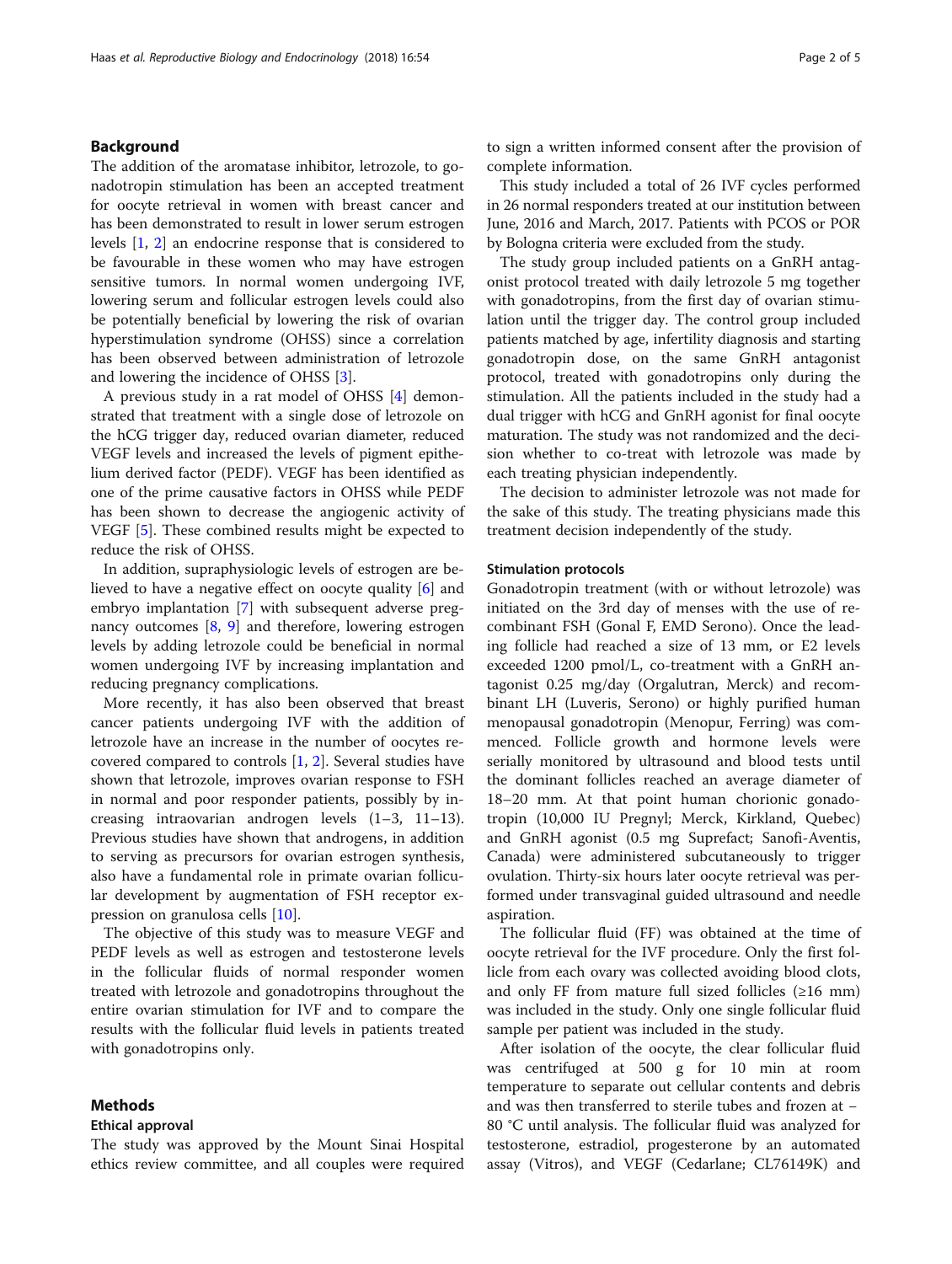## Background

The addition of the aromatase inhibitor, letrozole, to gonadotropin stimulation has been an accepted treatment for oocyte retrieval in women with breast cancer and has been demonstrated to result in lower serum estrogen levels [1, 2] an endocrine response that is considered to be favourable in these women who may have estrogen sensitive tumors. In normal women undergoing IVF, lowering serum and follicular estrogen levels could also be potentially beneficial by lowering the risk of ovarian hyperstimulation syndrome (OHSS) since a correlation has been observed between administration of letrozole and lowering the incidence of OHSS [3].

A previous study in a rat model of OHSS [4] demonstrated that treatment with a single dose of letrozole on the hCG trigger day, reduced ovarian diameter, reduced VEGF levels and increased the levels of pigment epithelium derived factor (PEDF). VEGF has been identified as one of the prime causative factors in OHSS while PEDF has been shown to decrease the angiogenic activity of VEGF [5]. These combined results might be expected to reduce the risk of OHSS.

In addition, supraphysiologic levels of estrogen are believed to have a negative effect on oocyte quality [6] and embryo implantation [7] with subsequent adverse pregnancy outcomes [8, 9] and therefore, lowering estrogen levels by adding letrozole could be beneficial in normal women undergoing IVF by increasing implantation and reducing pregnancy complications.

More recently, it has also been observed that breast cancer patients undergoing IVF with the addition of letrozole have an increase in the number of oocytes recovered compared to controls [1, 2]. Several studies have shown that letrozole, improves ovarian response to FSH in normal and poor responder patients, possibly by increasing intraovarian androgen levels (1–3, 11–13). Previous studies have shown that androgens, in addition to serving as precursors for ovarian estrogen synthesis, also have a fundamental role in primate ovarian follicular development by augmentation of FSH receptor expression on granulosa cells [10].

The objective of this study was to measure VEGF and PEDF levels as well as estrogen and testosterone levels in the follicular fluids of normal responder women treated with letrozole and gonadotropins throughout the entire ovarian stimulation for IVF and to compare the results with the follicular fluid levels in patients treated with gonadotropins only.

## Methods

### Ethical approval

The study was approved by the Mount Sinai Hospital ethics review committee, and all couples were required to sign a written informed consent after the provision of complete information.

This study included a total of 26 IVF cycles performed in 26 normal responders treated at our institution between June, 2016 and March, 2017. Patients with PCOS or POR by Bologna criteria were excluded from the study.

The study group included patients on a GnRH antagonist protocol treated with daily letrozole 5 mg together with gonadotropins, from the first day of ovarian stimulation until the trigger day. The control group included patients matched by age, infertility diagnosis and starting gonadotropin dose, on the same GnRH antagonist protocol, treated with gonadotropins only during the stimulation. All the patients included in the study had a dual trigger with hCG and GnRH agonist for final oocyte maturation. The study was not randomized and the decision whether to co-treat with letrozole was made by each treating physician independently.

The decision to administer letrozole was not made for the sake of this study. The treating physicians made this treatment decision independently of the study.

### Stimulation protocols

Gonadotropin treatment (with or without letrozole) was initiated on the 3rd day of menses with the use of recombinant FSH (Gonal F, EMD Serono). Once the leading follicle had reached a size of 13 mm, or E2 levels exceeded 1200 pmol/L, co-treatment with a GnRH antagonist 0.25 mg/day (Orgalutran, Merck) and recombinant LH (Luveris, Serono) or highly purified human menopausal gonadotropin (Menopur, Ferring) was commenced. Follicle growth and hormone levels were serially monitored by ultrasound and blood tests until the dominant follicles reached an average diameter of 18–20 mm. At that point human chorionic gonadotropin (10,000 IU Pregnyl; Merck, Kirkland, Quebec) and GnRH agonist (0.5 mg Suprefact; Sanofi-Aventis, Canada) were administered subcutaneously to trigger ovulation. Thirty-six hours later oocyte retrieval was performed under transvaginal guided ultrasound and needle aspiration.

The follicular fluid (FF) was obtained at the time of oocyte retrieval for the IVF procedure. Only the first follicle from each ovary was collected avoiding blood clots, and only FF from mature full sized follicles (≥16 mm) was included in the study. Only one single follicular fluid sample per patient was included in the study.

After isolation of the oocyte, the clear follicular fluid was centrifuged at 500 g for 10 min at room temperature to separate out cellular contents and debris and was then transferred to sterile tubes and frozen at − 80 °C until analysis. The follicular fluid was analyzed for testosterone, estradiol, progesterone by an automated assay (Vitros), and VEGF (Cedarlane; CL76149K) and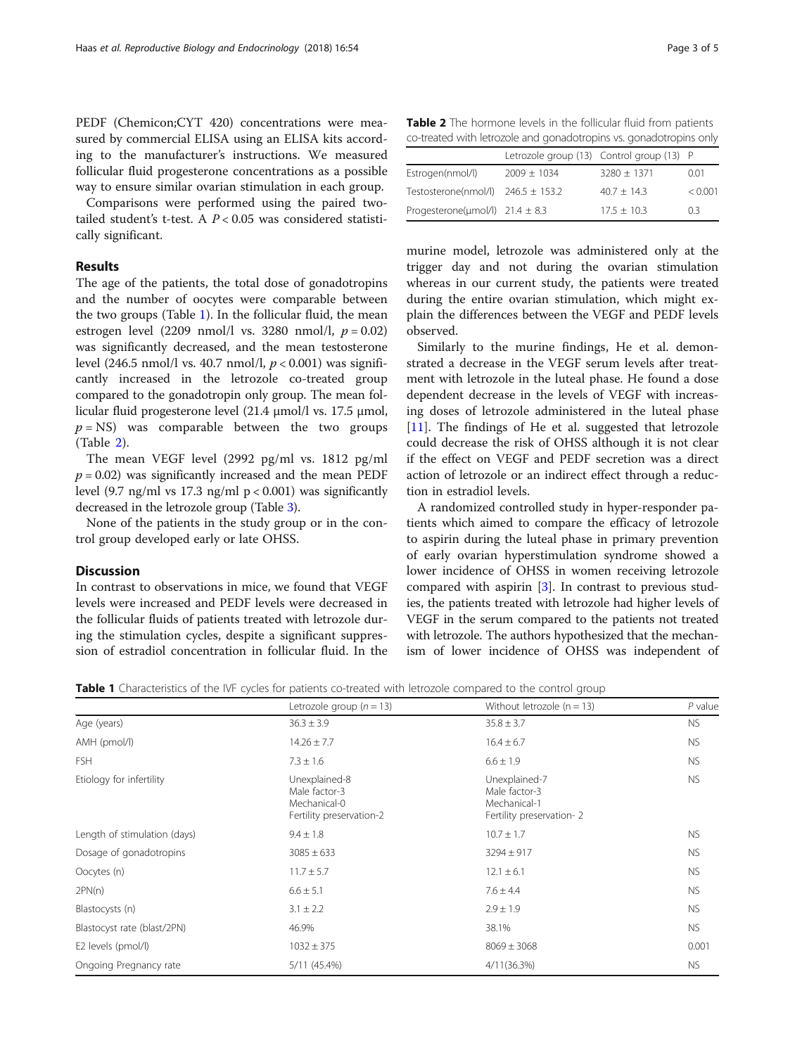PEDF (Chemicon;CYT 420) concentrations were measured by commercial ELISA using an ELISA kits according to the manufacturer's instructions. We measured follicular fluid progesterone concentrations as a possible way to ensure similar ovarian stimulation in each group.

Comparisons were performed using the paired two-tailed student's t-test. A $P < 0.05$ was considered statistically significant.

## Results

The age of the patients, the total dose of gonadotropins and the number of oocytes were comparable between the two groups (Table 1). In the follicular fluid, the mean estrogen level (2209 nmol/l vs. 3280 nmol/l, $p = 0.02$) was significantly decreased, and the mean testosterone level (246.5 nmol/l vs. 40.7 nmol/l, $p < 0.001$) was significantly increased in the letrozole co-treated group compared to the gonadotropin only group. The mean follicular fluid progesterone level (21.4 μmol/l vs. 17.5 μmol, $p =$ NS) was comparable between the two groups (Table 2).

The mean VEGF level (2992 pg/ml vs. 1812 pg/ml $p = 0.02$) was significantly increased and the mean PEDF level (9.7 ng/ml vs 17.3 ng/ml $p < 0.001$) was significantly decreased in the letrozole group (Table 3).

None of the patients in the study group or in the control group developed early or late OHSS.

## Discussion

In contrast to observations in mice, we found that VEGF levels were increased and PEDF levels were decreased in the follicular fluids of patients treated with letrozole during the stimulation cycles, despite a significant suppression of estradiol concentration in follicular fluid. In the murine model, letrozole was administered only at the trigger day and not during the ovarian stimulation whereas in our current study, the patients were treated during the entire ovarian stimulation, which might explain the differences between the VEGF and PEDF levels observed.

Similarly to the murine findings, He et al. demonstrated a decrease in the VEGF serum levels after treatment with letrozole in the luteal phase. He found a dose dependent decrease in the levels of VEGF with increasing doses of letrozole administered in the luteal phase [11]. The findings of He et al. suggested that letrozole could decrease the risk of OHSS although it is not clear if the effect on VEGF and PEDF secretion was a direct action of letrozole or an indirect effect through a reduction in estradiol levels.

A randomized controlled study in hyper-responder patients which aimed to compare the efficacy of letrozole to aspirin during the luteal phase in primary prevention of early ovarian hyperstimulation syndrome showed a lower incidence of OHSS in women receiving letrozole compared with aspirin [3]. In contrast to previous studies, the patients treated with letrozole had higher levels of VEGF in the serum compared to the patients not treated with letrozole. The authors hypothesized that the mechanism of lower incidence of OHSS was independent of

**Table 2** The hormone levels in the follicular fluid from patients co-treated with letrozole and gonadotropins vs. gonadotropins only

| | Letrozole group (13) | Control group (13) | P |
|---|---|---|---|
| Estrogen(nmol/l) | 2009 ± 1034 | 3280 ± 1371 | 0.01 |
| Testosterone(nmol/l) | 246.5 ± 153.2 | 40.7 ± 14.3 | < 0.001 |
| Progesterone(μmol/l) | 21.4 ± 8.3 | 17.5 ± 10.3 | 0.3 |

**Table 1** Characteristics of the IVF cycles for patients co-treated with letrozole compared to the control group

| | Letrozole group ($n = 13$) | Without letrozole (n = 13) | *P* value |
|---|---|---|---|
| Age (years) | 36.3 ± 3.9 | 35.8 ± 3.7 | NS |
| AMH (pmol/l) | 14.26 ± 7.7 | 16.4 ± 6.7 | NS |
| FSH | 7.3 ± 1.6 | 6.6 ± 1.9 | NS |
| Etiology for infertility | Unexplained-8<br>Male factor-3<br>Mechanical-0<br>Fertility preservation-2 | Unexplained-7<br>Male factor-3<br>Mechanical-1<br>Fertility preservation- 2 | NS |
| Length of stimulation (days) | 9.4 ± 1.8 | 10.7 ± 1.7 | NS |
| Dosage of gonadotropins | 3085 ± 633 | 3294 ± 917 | NS |
| Oocytes (n) | 11.7 ± 5.7 | 12.1 ± 6.1 | NS |
| 2PN(n) | 6.6 ± 5.1 | 7.6 ± 4.4 | NS |
| Blastocysts (n) | 3.1 ± 2.2 | 2.9 ± 1.9 | NS |
| Blastocyst rate (blast/2PN) | 46.9% | 38.1% | NS |
| E2 levels (pmol/l) | 1032 ± 375 | 8069 ± 3068 | 0.001 |
| Ongoing Pregnancy rate | 5/11 (45.4%) | 4/11(36.3%) | NS |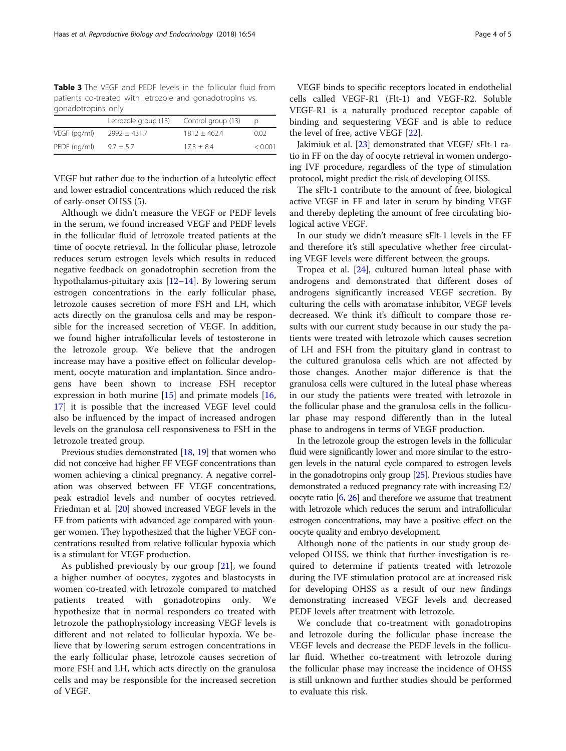**Table 3** The VEGF and PEDF levels in the follicular fluid from patients co-treated with letrozole and gonadotropins vs. gonadotropins only

| | Letrozole group (13) | Control group (13) | p |
|---|---|---|---|
| VEGF (pg/ml) | 2992 ± 431.7 | 1812 ± 462.4 | 0.02 |
| PEDF (ng/ml) | 9.7 ± 5.7 | 17.3 ± 8.4 | < 0.001 |

VEGF but rather due to the induction of a luteolytic effect and lower estradiol concentrations which reduced the risk of early-onset OHSS (5).

Although we didn't measure the VEGF or PEDF levels in the serum, we found increased VEGF and PEDF levels in the follicular fluid of letrozole treated patients at the time of oocyte retrieval. In the follicular phase, letrozole reduces serum estrogen levels which results in reduced negative feedback on gonadotrophin secretion from the hypothalamus-pituitary axis [12–14]. By lowering serum estrogen concentrations in the early follicular phase, letrozole causes secretion of more FSH and LH, which acts directly on the granulosa cells and may be responsible for the increased secretion of VEGF. In addition, we found higher intrafollicular levels of testosterone in the letrozole group. We believe that the androgen increase may have a positive effect on follicular development, oocyte maturation and implantation. Since androgens have been shown to increase FSH receptor expression in both murine [15] and primate models [16, 17] it is possible that the increased VEGF level could also be influenced by the impact of increased androgen levels on the granulosa cell responsiveness to FSH in the letrozole treated group.

Previous studies demonstrated [18, 19] that women who did not conceive had higher FF VEGF concentrations than women achieving a clinical pregnancy. A negative correlation was observed between FF VEGF concentrations, peak estradiol levels and number of oocytes retrieved. Friedman et al. [20] showed increased VEGF levels in the FF from patients with advanced age compared with younger women. They hypothesized that the higher VEGF concentrations resulted from relative follicular hypoxia which is a stimulant for VEGF production.

As published previously by our group [21], we found a higher number of oocytes, zygotes and blastocysts in women co-treated with letrozole compared to matched patients treated with gonadotropins only. We hypothesize that in normal responders co treated with letrozole the pathophysiology increasing VEGF levels is different and not related to follicular hypoxia. We believe that by lowering serum estrogen concentrations in the early follicular phase, letrozole causes secretion of more FSH and LH, which acts directly on the granulosa cells and may be responsible for the increased secretion of VEGF.

VEGF binds to specific receptors located in endothelial cells called VEGF-R1 (Flt-1) and VEGF-R2. Soluble VEGF-R1 is a naturally produced receptor capable of binding and sequestering VEGF and is able to reduce the level of free, active VEGF [22].

Jakimiuk et al. [23] demonstrated that VEGF/ sFlt-1 ratio in FF on the day of oocyte retrieval in women undergoing IVF procedure, regardless of the type of stimulation protocol, might predict the risk of developing OHSS.

The sFlt-1 contribute to the amount of free, biological active VEGF in FF and later in serum by binding VEGF and thereby depleting the amount of free circulating biological active VEGF.

In our study we didn't measure sFlt-1 levels in the FF and therefore it's still speculative whether free circulating VEGF levels were different between the groups.

Tropea et al. [24], cultured human luteal phase with androgens and demonstrated that different doses of androgens significantly increased VEGF secretion. By culturing the cells with aromatase inhibitor, VEGF levels decreased. We think it's difficult to compare those results with our current study because in our study the patients were treated with letrozole which causes secretion of LH and FSH from the pituitary gland in contrast to the cultured granulosa cells which are not affected by those changes. Another major difference is that the granulosa cells were cultured in the luteal phase whereas in our study the patients were treated with letrozole in the follicular phase and the granulosa cells in the follicular phase may respond differently than in the luteal phase to androgens in terms of VEGF production.

In the letrozole group the estrogen levels in the follicular fluid were significantly lower and more similar to the estrogen levels in the natural cycle compared to estrogen levels in the gonadotropins only group [25]. Previous studies have demonstrated a reduced pregnancy rate with increasing E2/ oocyte ratio [6, 26] and therefore we assume that treatment with letrozole which reduces the serum and intrafollicular estrogen concentrations, may have a positive effect on the oocyte quality and embryo development.

Although none of the patients in our study group developed OHSS, we think that further investigation is required to determine if patients treated with letrozole during the IVF stimulation protocol are at increased risk for developing OHSS as a result of our new findings demonstrating increased VEGF levels and decreased PEDF levels after treatment with letrozole.

We conclude that co-treatment with gonadotropins and letrozole during the follicular phase increase the VEGF levels and decrease the PEDF levels in the follicular fluid. Whether co-treatment with letrozole during the follicular phase may increase the incidence of OHSS is still unknown and further studies should be performed to evaluate this risk.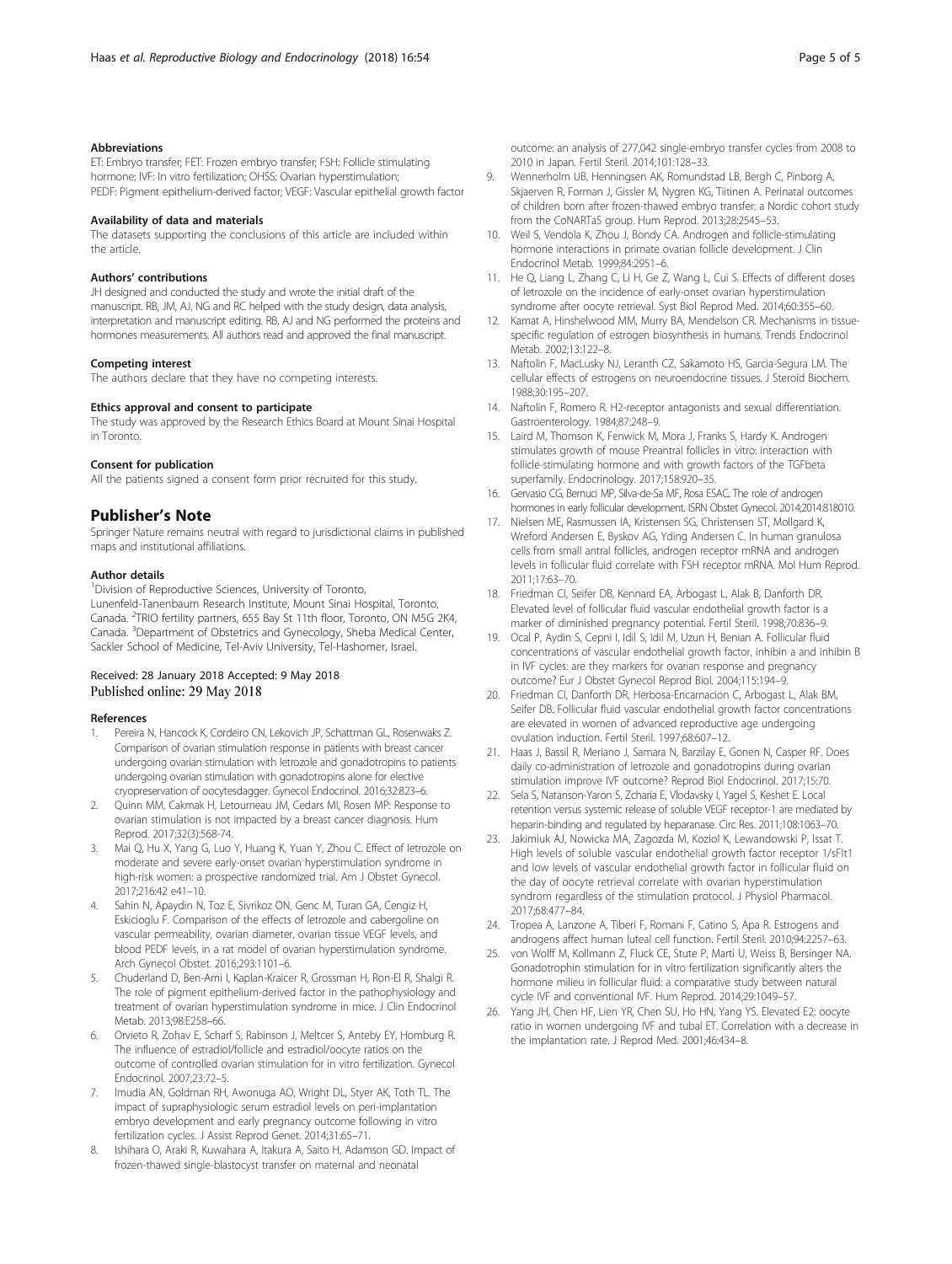### Abbreviations

ET: Embryo transfer; FET: Frozen embryo transfer; FSH: Follicle stimulating hormone; IVF: In vitro fertilization; OHSS: Ovarian hyperstimulation; PEDF: Pigment epithelium-derived factor; VEGF: Vascular epithelial growth factor

### Availability of data and materials

The datasets supporting the conclusions of this article are included within the article.

### Authors' contributions

JH designed and conducted the study and wrote the initial draft of the manuscript. RB, JM, AJ, NG and RC helped with the study design, data analysis, interpretation and manuscript editing. RB, AJ and NG performed the proteins and hormones measurements. All authors read and approved the final manuscript.

### Competing interest

The authors declare that they have no competing interests.

### Ethics approval and consent to participate

The study was approved by the Research Ethics Board at Mount Sinai Hospital in Toronto.

### Consent for publication

All the patients signed a consent form prior recruited for this study.

## Publisher's Note

Springer Nature remains neutral with regard to jurisdictional claims in published maps and institutional affiliations.

### Author details

[1]Division of Reproductive Sciences, University of Toronto, Lunenfeld-Tanenbaum Research Institute, Mount Sinai Hospital, Toronto, Canada. [2]TRIO fertility partners, 655 Bay St 11th floor, Toronto, ON M5G 2K4, Canada. [3]Department of Obstetrics and Gynecology, Sheba Medical Center, Sackler School of Medicine, Tel-Aviv University, Tel-Hashomer, Israel.

Received: 28 January 2018 Accepted: 9 May 2018
Published online: 29 May 2018

### References

1. Pereira N, Hancock K, Cordeiro CN, Lekovich JP, Schattman GL, Rosenwaks Z. Comparison of ovarian stimulation response in patients with breast cancer undergoing ovarian stimulation with letrozole and gonadotropins to patients undergoing ovarian stimulation with gonadotropins alone for elective cryopreservation of oocytesdagger. Gynecol Endocrinol. 2016;32:823–6.
2. Quinn MM, Cakmak H, Letourneau JM, Cedars MI, Rosen MP: Response to ovarian stimulation is not impacted by a breast cancer diagnosis. Hum Reprod. 2017;32(3):568-74.
3. Mai Q, Hu X, Yang G, Luo Y, Huang K, Yuan Y, Zhou C. Effect of letrozole on moderate and severe early-onset ovarian hyperstimulation syndrome in high-risk women: a prospective randomized trial. Am J Obstet Gynecol. 2017;216:42 e41–10.
4. Sahin N, Apaydin N, Toz E, Sivrikoz ON, Genc M, Turan GA, Cengiz H, Eskicioglu F. Comparison of the effects of letrozole and cabergoline on vascular permeability, ovarian diameter, ovarian tissue VEGF levels, and blood PEDF levels, in a rat model of ovarian hyperstimulation syndrome. Arch Gynecol Obstet. 2016;293:1101–6.
5. Chuderland D, Ben-Ami I, Kaplan-Kraicer R, Grossman H, Ron-El R, Shalgi R. The role of pigment epithelium-derived factor in the pathophysiology and treatment of ovarian hyperstimulation syndrome in mice. J Clin Endocrinol Metab. 2013;98:E258–66.
6. Orvieto R, Zohav E, Scharf S, Rabinson J, Meltcer S, Anteby EY, Homburg R. The influence of estradiol/follicle and estradiol/oocyte ratios on the outcome of controlled ovarian stimulation for in vitro fertilization. Gynecol Endocrinol. 2007;23:72–5.
7. Imudia AN, Goldman RH, Awonuga AO, Wright DL, Styer AK, Toth TL. The impact of supraphysiologic serum estradiol levels on peri-implantation embryo development and early pregnancy outcome following in vitro fertilization cycles. J Assist Reprod Genet. 2014;31:65–71.
8. Ishihara O, Araki R, Kuwahara A, Itakura A, Saito H, Adamson GD. Impact of frozen-thawed single-blastocyst transfer on maternal and neonatal outcome: an analysis of 277,042 single-embryo transfer cycles from 2008 to 2010 in Japan. Fertil Steril. 2014;101:128–33.
9. Wennerholm UB, Henningsen AK, Romundstad LB, Bergh C, Pinborg A, Skjaerven R, Forman J, Gissler M, Nygren KG, Tiitinen A. Perinatal outcomes of children born after frozen-thawed embryo transfer: a Nordic cohort study from the CoNARTaS group. Hum Reprod. 2013;28:2545–53.
10. Weil S, Vendola K, Zhou J, Bondy CA. Androgen and follicle-stimulating hormone interactions in primate ovarian follicle development. J Clin Endocrinol Metab. 1999;84:2951–6.
11. He Q, Liang L, Zhang C, Li H, Ge Z, Wang L, Cui S. Effects of different doses of letrozole on the incidence of early-onset ovarian hyperstimulation syndrome after oocyte retrieval. Syst Biol Reprod Med. 2014;60:355–60.
12. Kamat A, Hinshelwood MM, Murry BA, Mendelson CR. Mechanisms in tissue-specific regulation of estrogen biosynthesis in humans. Trends Endocrinol Metab. 2002;13:122–8.
13. Naftolin F, MacLusky NJ, Leranth CZ, Sakamoto HS, Garcia-Segura LM. The cellular effects of estrogens on neuroendocrine tissues. J Steroid Biochem. 1988;30:195–207.
14. Naftolin F, Romero R. H2-receptor antagonists and sexual differentiation. Gastroenterology. 1984;87:248–9.
15. Laird M, Thomson K, Fenwick M, Mora J, Franks S, Hardy K. Androgen stimulates growth of mouse Preantral follicles in vitro: interaction with follicle-stimulating hormone and with growth factors of the TGFbeta superfamily. Endocrinology. 2017;158:920–35.
16. Gervasio CG, Bernuci MP, Silva-de-Sa MF, Rosa ESAC. The role of androgen hormones in early follicular development. ISRN Obstet Gynecol. 2014;2014:818010.
17. Nielsen ME, Rasmussen IA, Kristensen SG, Christensen ST, Mollgard K, Wreford Andersen E, Byskov AG, Yding Andersen C. In human granulosa cells from small antral follicles, androgen receptor mRNA and androgen levels in follicular fluid correlate with FSH receptor mRNA. Mol Hum Reprod. 2011;17:63–70.
18. Friedman CI, Seifer DB, Kennard EA, Arbogast L, Alak B, Danforth DR. Elevated level of follicular fluid vascular endothelial growth factor is a marker of diminished pregnancy potential. Fertil Steril. 1998;70:836–9.
19. Ocal P, Aydin S, Cepni I, Idil S, Idil M, Uzun H, Benian A. Follicular fluid concentrations of vascular endothelial growth factor, inhibin a and inhibin B in IVF cycles: are they markers for ovarian response and pregnancy outcome? Eur J Obstet Gynecol Reprod Biol. 2004;115:194–9.
20. Friedman CI, Danforth DR, Herbosa-Encarnacion C, Arbogast L, Alak BM, Seifer DB. Follicular fluid vascular endothelial growth factor concentrations are elevated in women of advanced reproductive age undergoing ovulation induction. Fertil Steril. 1997;68:607–12.
21. Haas J, Bassil R, Meriano J, Samara N, Barzilay E, Gonen N, Casper RF. Does daily co-administration of letrozole and gonadotropins during ovarian stimulation improve IVF outcome? Reprod Biol Endocrinol. 2017;15:70.
22. Sela S, Natanson-Yaron S, Zcharia E, Vlodavsky I, Yagel S, Keshet E. Local retention versus systemic release of soluble VEGF receptor-1 are mediated by heparin-binding and regulated by heparanase. Circ Res. 2011;108:1063–70.
23. Jakimiuk AJ, Nowicka MA, Zagozda M, Koziol K, Lewandowski P, Issat T. High levels of soluble vascular endothelial growth factor receptor 1/sFlt1 and low levels of vascular endothelial growth factor in follicular fluid on the day of oocyte retrieval correlate with ovarian hyperstimulation syndrom regardless of the stimulation protocol. J Physiol Pharmacol. 2017;68:477–84.
24. Tropea A, Lanzone A, Tiberi F, Romani F, Catino S, Apa R. Estrogens and androgens affect human luteal cell function. Fertil Steril. 2010;94:2257–63.
25. von Wolff M, Kollmann Z, Fluck CE, Stute P, Marti U, Weiss B, Bersinger NA. Gonadotrophin stimulation for in vitro fertilization significantly alters the hormone milieu in follicular fluid: a comparative study between natural cycle IVF and conventional IVF. Hum Reprod. 2014;29:1049–57.
26. Yang JH, Chen HF, Lien YR, Chen SU, Ho HN, Yang YS. Elevated E2: oocyte ratio in women undergoing IVF and tubal ET. Correlation with a decrease in the implantation rate. J Reprod Med. 2001;46:434–8.